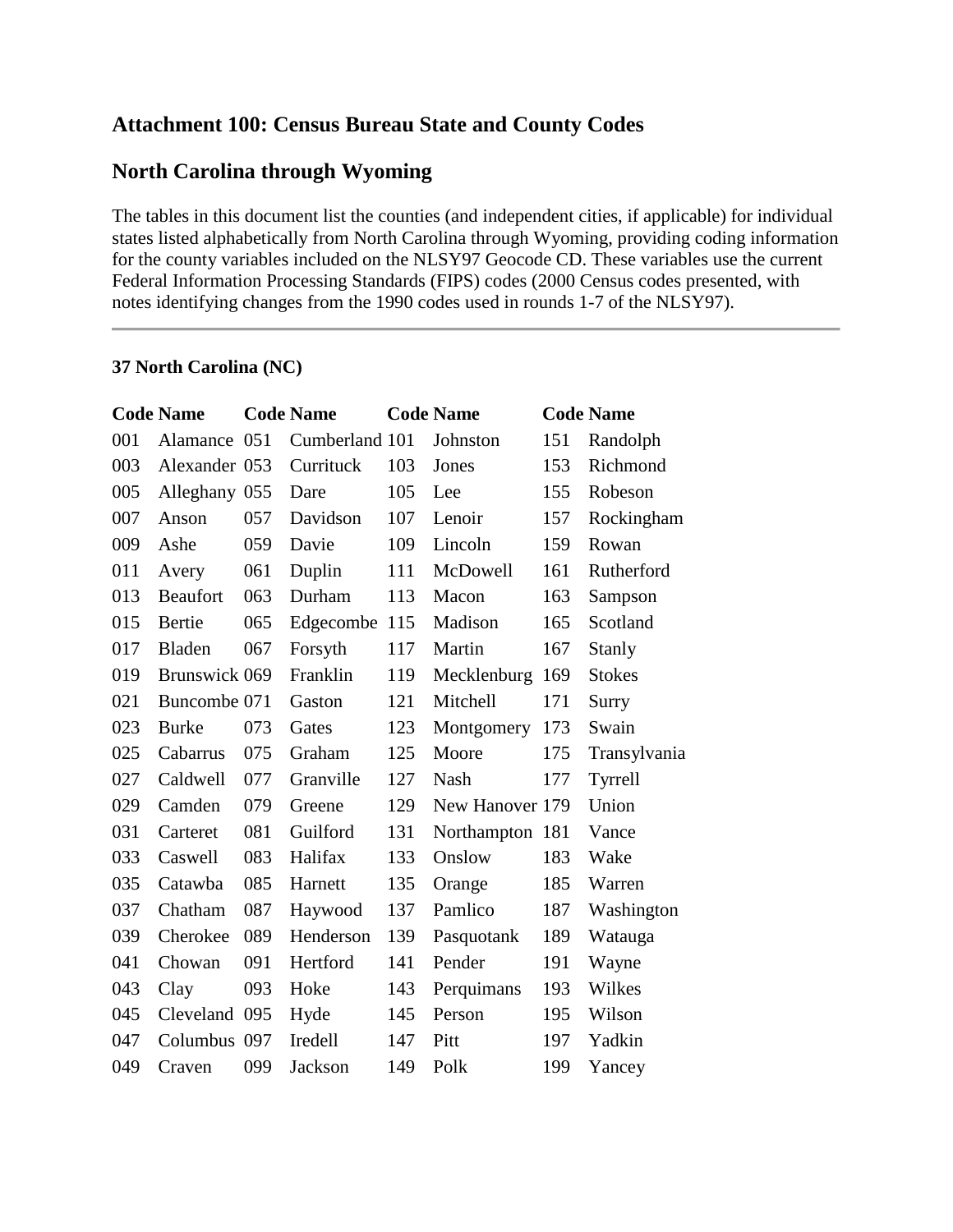## Attachment 100: Census Bureau State and County Codes

## North Carolina through Wyoming

The tables in this document list the counties (and independent cities, if applicable) for individual states listed alphabetically from North Carolina through Wyoming, providing coding information for the county variables included on the NLSY97 Geocode CD. These variables use the current Federal Information Processing Standards (FIPS) codes (2000 Census codes presented, with notes identifying changes from the 1990 codes used in rounds 1-7 of the NLSY97).

---

**37 North Carolina (NC)**

| Code | Name | Code | Name | Code | Name | Code | Name |
|---|---|---|---|---|---|---|---|
| 001 | Alamance | 051 | Cumberland | 101 | Johnston | 151 | Randolph |
| 003 | Alexander | 053 | Currituck | 103 | Jones | 153 | Richmond |
| 005 | Alleghany | 055 | Dare | 105 | Lee | 155 | Robeson |
| 007 | Anson | 057 | Davidson | 107 | Lenoir | 157 | Rockingham |
| 009 | Ashe | 059 | Davie | 109 | Lincoln | 159 | Rowan |
| 011 | Avery | 061 | Duplin | 111 | McDowell | 161 | Rutherford |
| 013 | Beaufort | 063 | Durham | 113 | Macon | 163 | Sampson |
| 015 | Bertie | 065 | Edgecombe | 115 | Madison | 165 | Scotland |
| 017 | Bladen | 067 | Forsyth | 117 | Martin | 167 | Stanly |
| 019 | Brunswick | 069 | Franklin | 119 | Mecklenburg | 169 | Stokes |
| 021 | Buncombe | 071 | Gaston | 121 | Mitchell | 171 | Surry |
| 023 | Burke | 073 | Gates | 123 | Montgomery | 173 | Swain |
| 025 | Cabarrus | 075 | Graham | 125 | Moore | 175 | Transylvania |
| 027 | Caldwell | 077 | Granville | 127 | Nash | 177 | Tyrrell |
| 029 | Camden | 079 | Greene | 129 | New Hanover | 179 | Union |
| 031 | Carteret | 081 | Guilford | 131 | Northampton | 181 | Vance |
| 033 | Caswell | 083 | Halifax | 133 | Onslow | 183 | Wake |
| 035 | Catawba | 085 | Harnett | 135 | Orange | 185 | Warren |
| 037 | Chatham | 087 | Haywood | 137 | Pamlico | 187 | Washington |
| 039 | Cherokee | 089 | Henderson | 139 | Pasquotank | 189 | Watauga |
| 041 | Chowan | 091 | Hertford | 141 | Pender | 191 | Wayne |
| 043 | Clay | 093 | Hoke | 143 | Perquimans | 193 | Wilkes |
| 045 | Cleveland | 095 | Hyde | 145 | Person | 195 | Wilson |
| 047 | Columbus | 097 | Iredell | 147 | Pitt | 197 | Yadkin |
| 049 | Craven | 099 | Jackson | 149 | Polk | 199 | Yancey |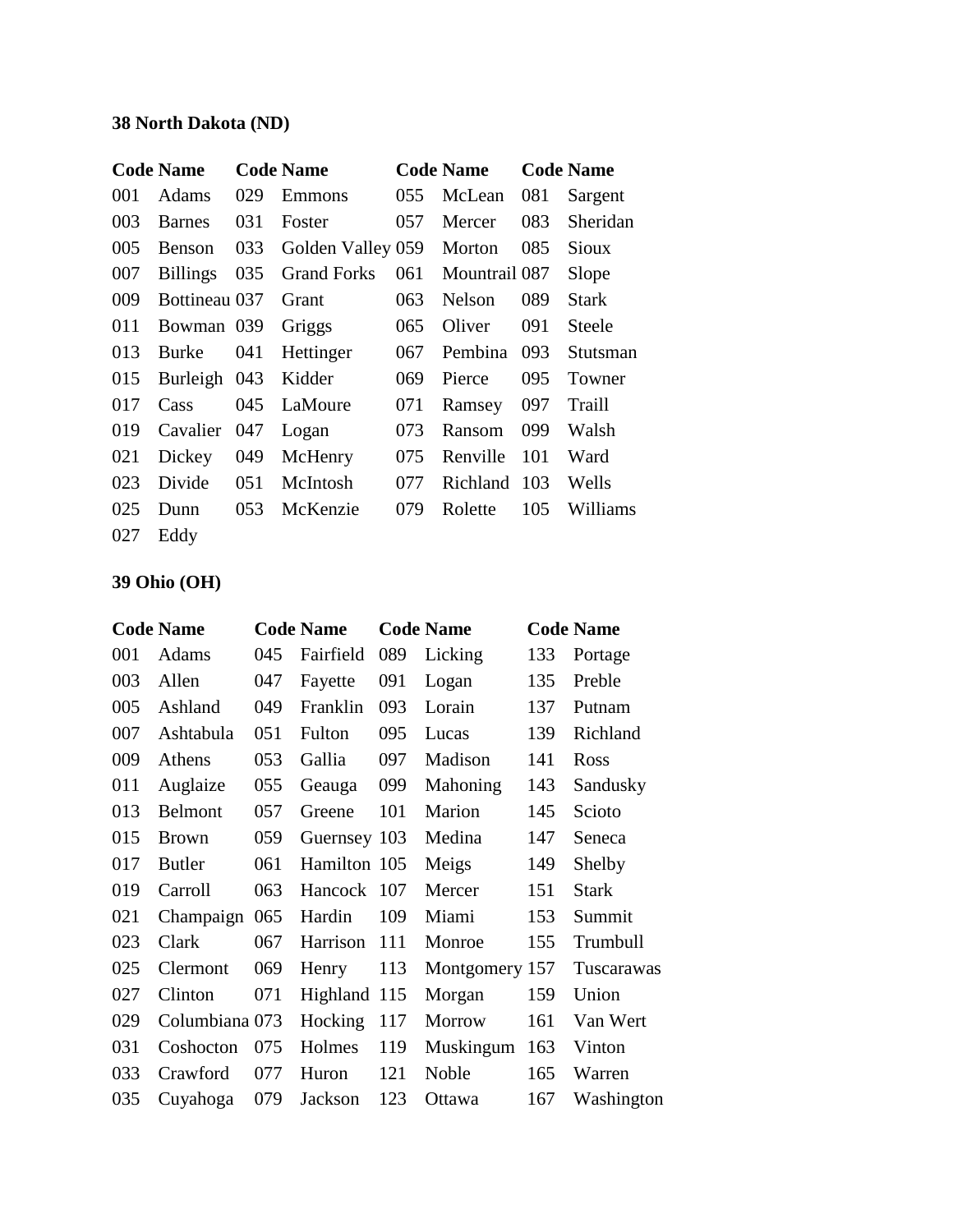**38 North Dakota (ND)**

| Code | Name | Code | Name | Code | Name | Code | Name |
|---|---|---|---|---|---|---|---|
| 001 | Adams | 029 | Emmons | 055 | McLean | 081 | Sargent |
| 003 | Barnes | 031 | Foster | 057 | Mercer | 083 | Sheridan |
| 005 | Benson | 033 | Golden Valley | 059 | Morton | 085 | Sioux |
| 007 | Billings | 035 | Grand Forks | 061 | Mountrail | 087 | Slope |
| 009 | Bottineau | 037 | Grant | 063 | Nelson | 089 | Stark |
| 011 | Bowman | 039 | Griggs | 065 | Oliver | 091 | Steele |
| 013 | Burke | 041 | Hettinger | 067 | Pembina | 093 | Stutsman |
| 015 | Burleigh | 043 | Kidder | 069 | Pierce | 095 | Towner |
| 017 | Cass | 045 | LaMoure | 071 | Ramsey | 097 | Traill |
| 019 | Cavalier | 047 | Logan | 073 | Ransom | 099 | Walsh |
| 021 | Dickey | 049 | McHenry | 075 | Renville | 101 | Ward |
| 023 | Divide | 051 | McIntosh | 077 | Richland | 103 | Wells |
| 025 | Dunn | 053 | McKenzie | 079 | Rolette | 105 | Williams |
| 027 | Eddy | | | | | | |

**39 Ohio (OH)**

| Code | Name | Code | Name | Code | Name | Code | Name |
|---|---|---|---|---|---|---|---|
| 001 | Adams | 045 | Fairfield | 089 | Licking | 133 | Portage |
| 003 | Allen | 047 | Fayette | 091 | Logan | 135 | Preble |
| 005 | Ashland | 049 | Franklin | 093 | Lorain | 137 | Putnam |
| 007 | Ashtabula | 051 | Fulton | 095 | Lucas | 139 | Richland |
| 009 | Athens | 053 | Gallia | 097 | Madison | 141 | Ross |
| 011 | Auglaize | 055 | Geauga | 099 | Mahoning | 143 | Sandusky |
| 013 | Belmont | 057 | Greene | 101 | Marion | 145 | Scioto |
| 015 | Brown | 059 | Guernsey | 103 | Medina | 147 | Seneca |
| 017 | Butler | 061 | Hamilton | 105 | Meigs | 149 | Shelby |
| 019 | Carroll | 063 | Hancock | 107 | Mercer | 151 | Stark |
| 021 | Champaign | 065 | Hardin | 109 | Miami | 153 | Summit |
| 023 | Clark | 067 | Harrison | 111 | Monroe | 155 | Trumbull |
| 025 | Clermont | 069 | Henry | 113 | Montgomery | 157 | Tuscarawas |
| 027 | Clinton | 071 | Highland | 115 | Morgan | 159 | Union |
| 029 | Columbiana | 073 | Hocking | 117 | Morrow | 161 | Van Wert |
| 031 | Coshocton | 075 | Holmes | 119 | Muskingum | 163 | Vinton |
| 033 | Crawford | 077 | Huron | 121 | Noble | 165 | Warren |
| 035 | Cuyahoga | 079 | Jackson | 123 | Ottawa | 167 | Washington |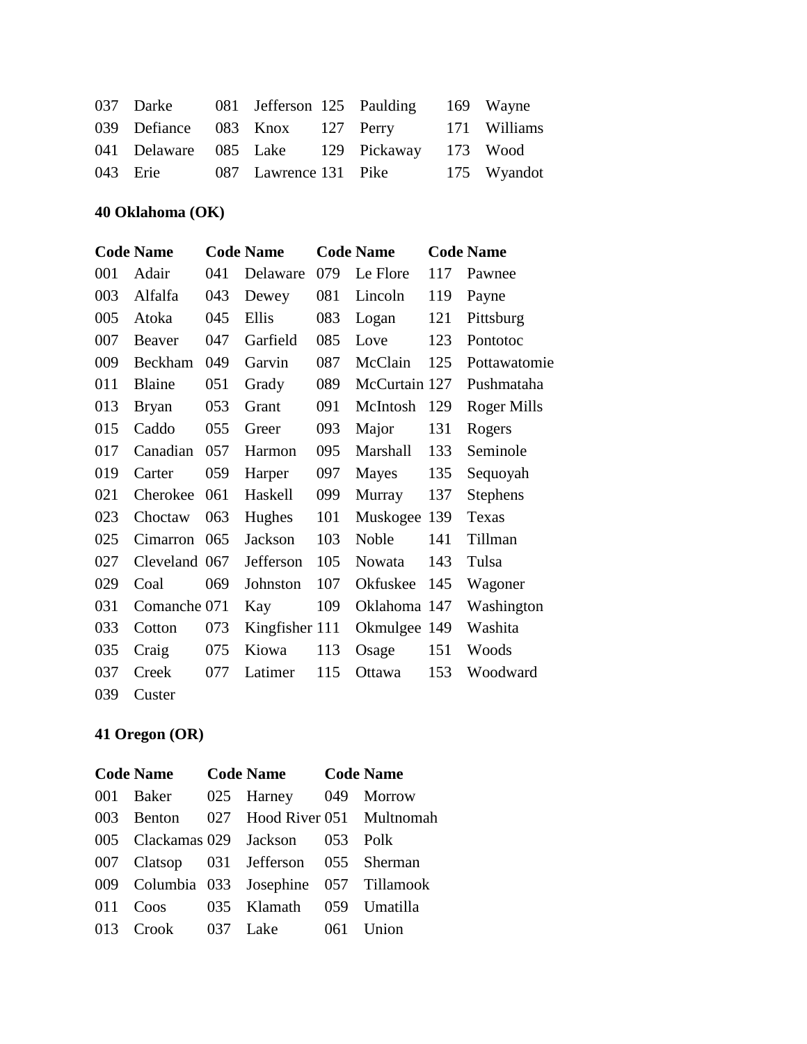| | | | | | | | |
|---|---|---|---|---|---|---|---|
| 037 | Darke | 081 | Jefferson | 125 | Paulding | 169 | Wayne |
| 039 | Defiance | 083 | Knox | 127 | Perry | 171 | Williams |
| 041 | Delaware | 085 | Lake | 129 | Pickaway | 173 | Wood |
| 043 | Erie | 087 | Lawrence | 131 | Pike | 175 | Wyandot |

**40 Oklahoma (OK)**

| Code | Name | Code | Name | Code | Name | Code | Name |
|---|---|---|---|---|---|---|---|
| 001 | Adair | 041 | Delaware | 079 | Le Flore | 117 | Pawnee |
| 003 | Alfalfa | 043 | Dewey | 081 | Lincoln | 119 | Payne |
| 005 | Atoka | 045 | Ellis | 083 | Logan | 121 | Pittsburg |
| 007 | Beaver | 047 | Garfield | 085 | Love | 123 | Pontotoc |
| 009 | Beckham | 049 | Garvin | 087 | McClain | 125 | Pottawatomie |
| 011 | Blaine | 051 | Grady | 089 | McCurtain | 127 | Pushmataha |
| 013 | Bryan | 053 | Grant | 091 | McIntosh | 129 | Roger Mills |
| 015 | Caddo | 055 | Greer | 093 | Major | 131 | Rogers |
| 017 | Canadian | 057 | Harmon | 095 | Marshall | 133 | Seminole |
| 019 | Carter | 059 | Harper | 097 | Mayes | 135 | Sequoyah |
| 021 | Cherokee | 061 | Haskell | 099 | Murray | 137 | Stephens |
| 023 | Choctaw | 063 | Hughes | 101 | Muskogee | 139 | Texas |
| 025 | Cimarron | 065 | Jackson | 103 | Noble | 141 | Tillman |
| 027 | Cleveland | 067 | Jefferson | 105 | Nowata | 143 | Tulsa |
| 029 | Coal | 069 | Johnston | 107 | Okfuskee | 145 | Wagoner |
| 031 | Comanche | 071 | Kay | 109 | Oklahoma | 147 | Washington |
| 033 | Cotton | 073 | Kingfisher | 111 | Okmulgee | 149 | Washita |
| 035 | Craig | 075 | Kiowa | 113 | Osage | 151 | Woods |
| 037 | Creek | 077 | Latimer | 115 | Ottawa | 153 | Woodward |
| 039 | Custer | | | | | | |

**41 Oregon (OR)**

| Code | Name | Code | Name | Code | Name |
|---|---|---|---|---|---|
| 001 | Baker | 025 | Harney | 049 | Morrow |
| 003 | Benton | 027 | Hood River | 051 | Multnomah |
| 005 | Clackamas | 029 | Jackson | 053 | Polk |
| 007 | Clatsop | 031 | Jefferson | 055 | Sherman |
| 009 | Columbia | 033 | Josephine | 057 | Tillamook |
| 011 | Coos | 035 | Klamath | 059 | Umatilla |
| 013 | Crook | 037 | Lake | 061 | Union |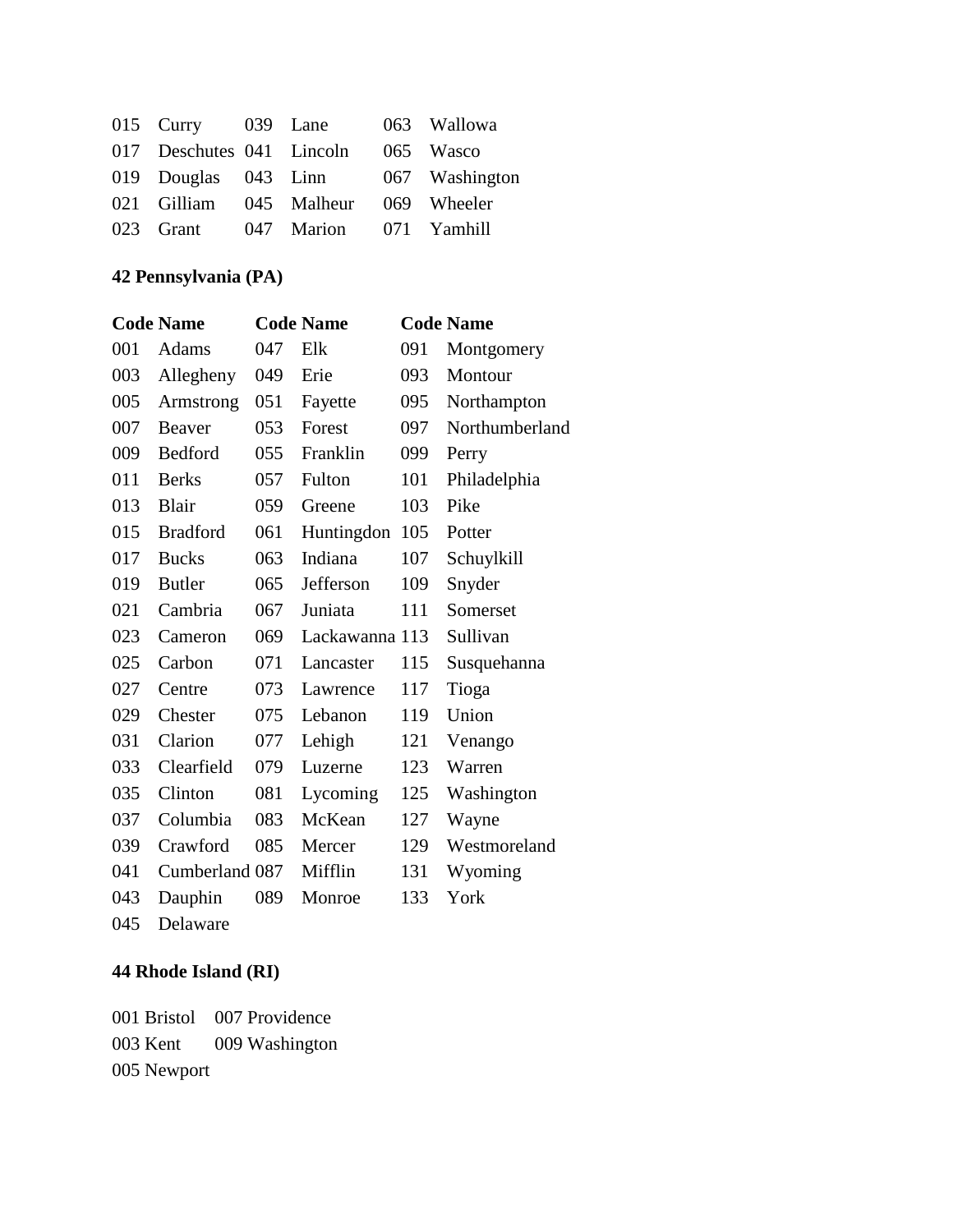| | | | | | |
|---|---|---|---|---|---|
| 015 | Curry | 039 | Lane | 063 | Wallowa |
| 017 | Deschutes | 041 | Lincoln | 065 | Wasco |
| 019 | Douglas | 043 | Linn | 067 | Washington |
| 021 | Gilliam | 045 | Malheur | 069 | Wheeler |
| 023 | Grant | 047 | Marion | 071 | Yamhill |

**42 Pennsylvania (PA)**

| Code | Name | Code | Name | Code | Name |
|---|---|---|---|---|---|
| 001 | Adams | 047 | Elk | 091 | Montgomery |
| 003 | Allegheny | 049 | Erie | 093 | Montour |
| 005 | Armstrong | 051 | Fayette | 095 | Northampton |
| 007 | Beaver | 053 | Forest | 097 | Northumberland |
| 009 | Bedford | 055 | Franklin | 099 | Perry |
| 011 | Berks | 057 | Fulton | 101 | Philadelphia |
| 013 | Blair | 059 | Greene | 103 | Pike |
| 015 | Bradford | 061 | Huntingdon | 105 | Potter |
| 017 | Bucks | 063 | Indiana | 107 | Schuylkill |
| 019 | Butler | 065 | Jefferson | 109 | Snyder |
| 021 | Cambria | 067 | Juniata | 111 | Somerset |
| 023 | Cameron | 069 | Lackawanna | 113 | Sullivan |
| 025 | Carbon | 071 | Lancaster | 115 | Susquehanna |
| 027 | Centre | 073 | Lawrence | 117 | Tioga |
| 029 | Chester | 075 | Lebanon | 119 | Union |
| 031 | Clarion | 077 | Lehigh | 121 | Venango |
| 033 | Clearfield | 079 | Luzerne | 123 | Warren |
| 035 | Clinton | 081 | Lycoming | 125 | Washington |
| 037 | Columbia | 083 | McKean | 127 | Wayne |
| 039 | Crawford | 085 | Mercer | 129 | Westmoreland |
| 041 | Cumberland | 087 | Mifflin | 131 | Wyoming |
| 043 | Dauphin | 089 | Monroe | 133 | York |
| 045 | Delaware | | | | |

**44 Rhode Island (RI)**

| | |
|---|---|
| 001 Bristol | 007 Providence |
| 003 Kent | 009 Washington |
| 005 Newport | |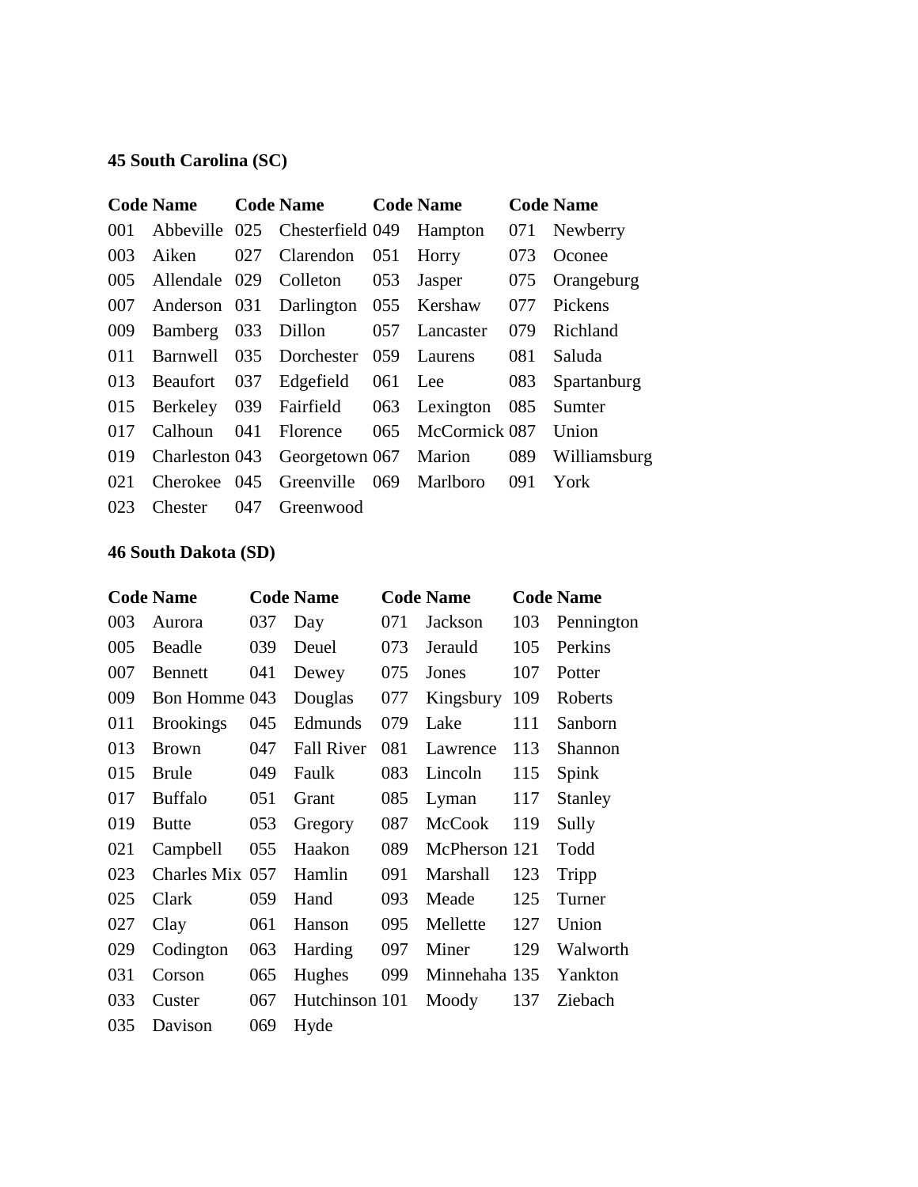**45 South Carolina (SC)**

| Code | Name | Code | Name | Code | Name | Code | Name |
|---|---|---|---|---|---|---|---|
| 001 | Abbeville | 025 | Chesterfield | 049 | Hampton | 071 | Newberry |
| 003 | Aiken | 027 | Clarendon | 051 | Horry | 073 | Oconee |
| 005 | Allendale | 029 | Colleton | 053 | Jasper | 075 | Orangeburg |
| 007 | Anderson | 031 | Darlington | 055 | Kershaw | 077 | Pickens |
| 009 | Bamberg | 033 | Dillon | 057 | Lancaster | 079 | Richland |
| 011 | Barnwell | 035 | Dorchester | 059 | Laurens | 081 | Saluda |
| 013 | Beaufort | 037 | Edgefield | 061 | Lee | 083 | Spartanburg |
| 015 | Berkeley | 039 | Fairfield | 063 | Lexington | 085 | Sumter |
| 017 | Calhoun | 041 | Florence | 065 | McCormick | 087 | Union |
| 019 | Charleston | 043 | Georgetown | 067 | Marion | 089 | Williamsburg |
| 021 | Cherokee | 045 | Greenville | 069 | Marlboro | 091 | York |
| 023 | Chester | 047 | Greenwood | | | | |

**46 South Dakota (SD)**

| Code | Name | Code | Name | Code | Name | Code | Name |
|---|---|---|---|---|---|---|---|
| 003 | Aurora | 037 | Day | 071 | Jackson | 103 | Pennington |
| 005 | Beadle | 039 | Deuel | 073 | Jerauld | 105 | Perkins |
| 007 | Bennett | 041 | Dewey | 075 | Jones | 107 | Potter |
| 009 | Bon Homme | 043 | Douglas | 077 | Kingsbury | 109 | Roberts |
| 011 | Brookings | 045 | Edmunds | 079 | Lake | 111 | Sanborn |
| 013 | Brown | 047 | Fall River | 081 | Lawrence | 113 | Shannon |
| 015 | Brule | 049 | Faulk | 083 | Lincoln | 115 | Spink |
| 017 | Buffalo | 051 | Grant | 085 | Lyman | 117 | Stanley |
| 019 | Butte | 053 | Gregory | 087 | McCook | 119 | Sully |
| 021 | Campbell | 055 | Haakon | 089 | McPherson | 121 | Todd |
| 023 | Charles Mix | 057 | Hamlin | 091 | Marshall | 123 | Tripp |
| 025 | Clark | 059 | Hand | 093 | Meade | 125 | Turner |
| 027 | Clay | 061 | Hanson | 095 | Mellette | 127 | Union |
| 029 | Codington | 063 | Harding | 097 | Miner | 129 | Walworth |
| 031 | Corson | 065 | Hughes | 099 | Minnehaha | 135 | Yankton |
| 033 | Custer | 067 | Hutchinson | 101 | Moody | 137 | Ziebach |
| 035 | Davison | 069 | Hyde | | | | |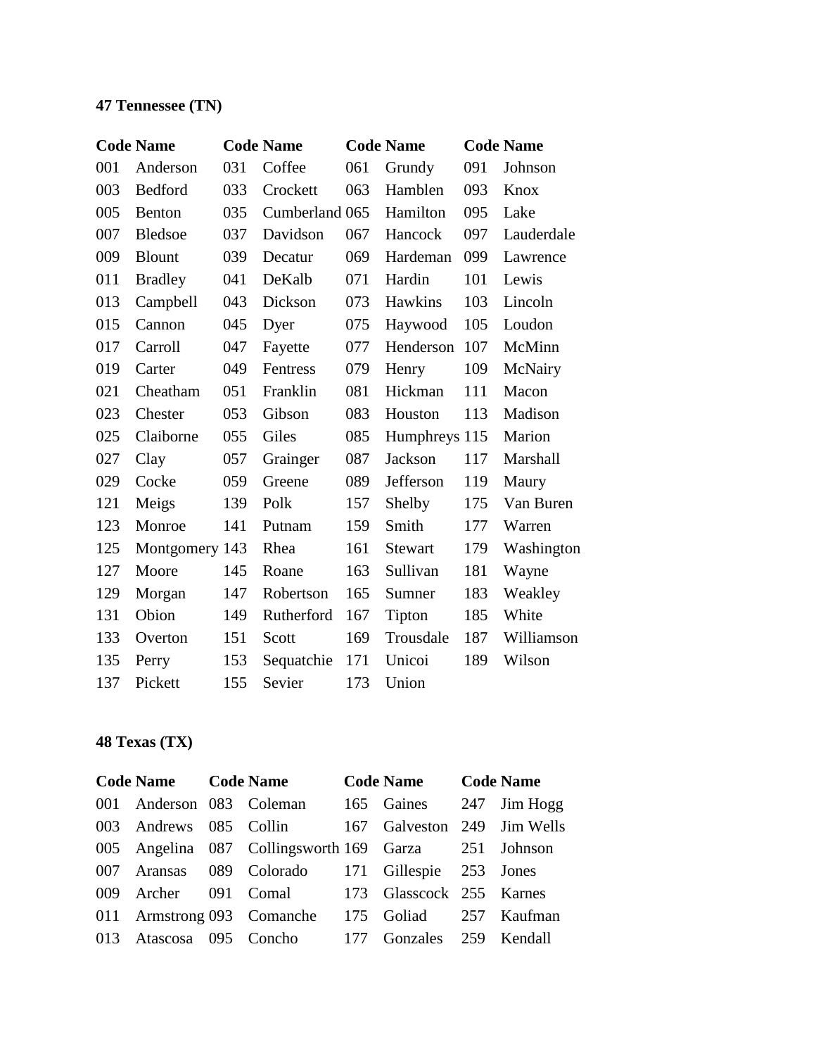**47 Tennessee (TN)**

| Code | Name | Code | Name | Code | Name | Code | Name |
|---|---|---|---|---|---|---|---|
| 001 | Anderson | 031 | Coffee | 061 | Grundy | 091 | Johnson |
| 003 | Bedford | 033 | Crockett | 063 | Hamblen | 093 | Knox |
| 005 | Benton | 035 | Cumberland | 065 | Hamilton | 095 | Lake |
| 007 | Bledsoe | 037 | Davidson | 067 | Hancock | 097 | Lauderdale |
| 009 | Blount | 039 | Decatur | 069 | Hardeman | 099 | Lawrence |
| 011 | Bradley | 041 | DeKalb | 071 | Hardin | 101 | Lewis |
| 013 | Campbell | 043 | Dickson | 073 | Hawkins | 103 | Lincoln |
| 015 | Cannon | 045 | Dyer | 075 | Haywood | 105 | Loudon |
| 017 | Carroll | 047 | Fayette | 077 | Henderson | 107 | McMinn |
| 019 | Carter | 049 | Fentress | 079 | Henry | 109 | McNairy |
| 021 | Cheatham | 051 | Franklin | 081 | Hickman | 111 | Macon |
| 023 | Chester | 053 | Gibson | 083 | Houston | 113 | Madison |
| 025 | Claiborne | 055 | Giles | 085 | Humphreys | 115 | Marion |
| 027 | Clay | 057 | Grainger | 087 | Jackson | 117 | Marshall |
| 029 | Cocke | 059 | Greene | 089 | Jefferson | 119 | Maury |
| 121 | Meigs | 139 | Polk | 157 | Shelby | 175 | Van Buren |
| 123 | Monroe | 141 | Putnam | 159 | Smith | 177 | Warren |
| 125 | Montgomery | 143 | Rhea | 161 | Stewart | 179 | Washington |
| 127 | Moore | 145 | Roane | 163 | Sullivan | 181 | Wayne |
| 129 | Morgan | 147 | Robertson | 165 | Sumner | 183 | Weakley |
| 131 | Obion | 149 | Rutherford | 167 | Tipton | 185 | White |
| 133 | Overton | 151 | Scott | 169 | Trousdale | 187 | Williamson |
| 135 | Perry | 153 | Sequatchie | 171 | Unicoi | 189 | Wilson |
| 137 | Pickett | 155 | Sevier | 173 | Union | | |

**48 Texas (TX)**

| Code | Name | Code | Name | Code | Name | Code | Name |
|---|---|---|---|---|---|---|---|
| 001 | Anderson | 083 | Coleman | 165 | Gaines | 247 | Jim Hogg |
| 003 | Andrews | 085 | Collin | 167 | Galveston | 249 | Jim Wells |
| 005 | Angelina | 087 | Collingsworth | 169 | Garza | 251 | Johnson |
| 007 | Aransas | 089 | Colorado | 171 | Gillespie | 253 | Jones |
| 009 | Archer | 091 | Comal | 173 | Glasscock | 255 | Karnes |
| 011 | Armstrong | 093 | Comanche | 175 | Goliad | 257 | Kaufman |
| 013 | Atascosa | 095 | Concho | 177 | Gonzales | 259 | Kendall |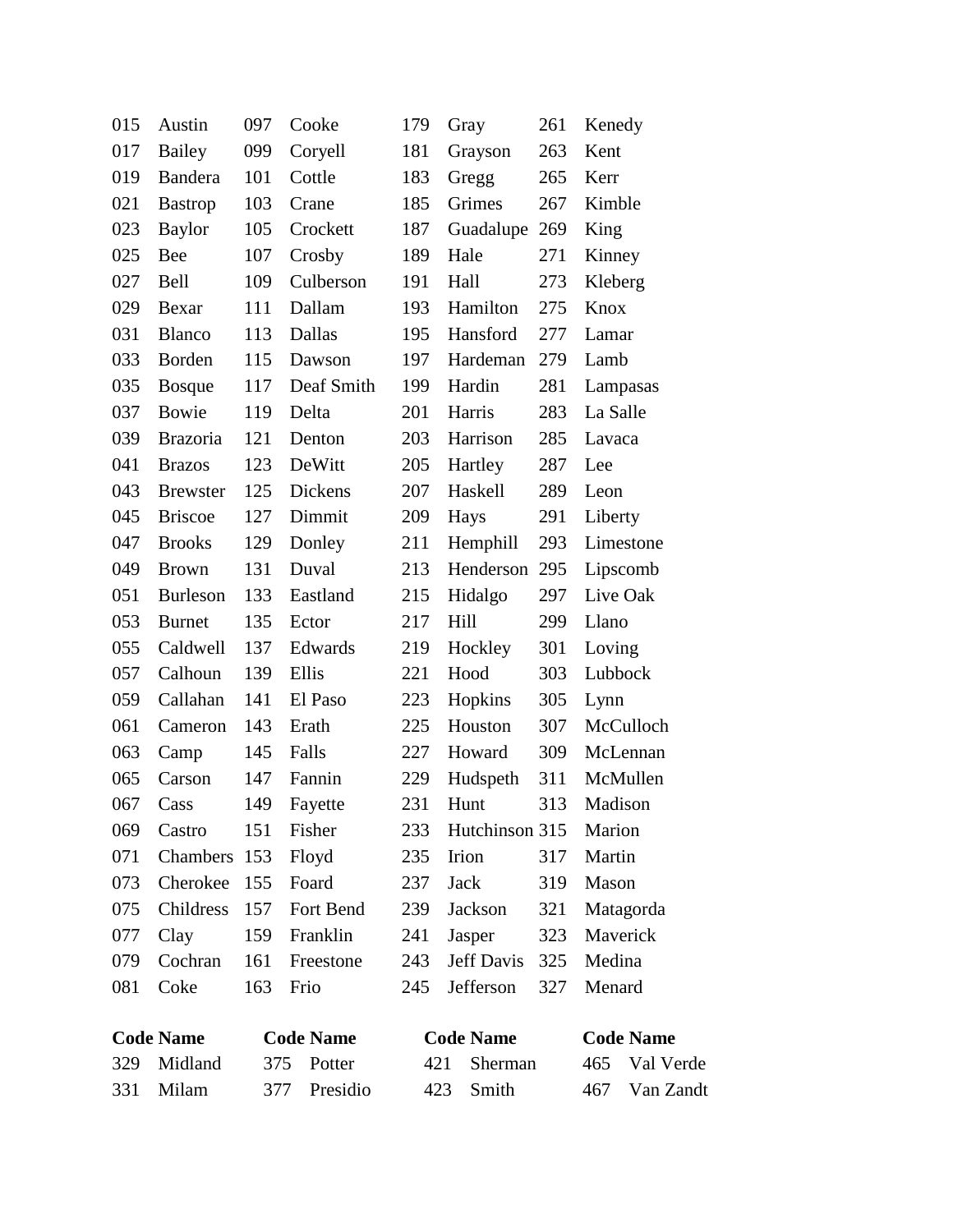| | | | | | | | |
|---|---|---|---|---|---|---|---|
| 015 | Austin | 097 | Cooke | 179 | Gray | 261 | Kenedy |
| 017 | Bailey | 099 | Coryell | 181 | Grayson | 263 | Kent |
| 019 | Bandera | 101 | Cottle | 183 | Gregg | 265 | Kerr |
| 021 | Bastrop | 103 | Crane | 185 | Grimes | 267 | Kimble |
| 023 | Baylor | 105 | Crockett | 187 | Guadalupe | 269 | King |
| 025 | Bee | 107 | Crosby | 189 | Hale | 271 | Kinney |
| 027 | Bell | 109 | Culberson | 191 | Hall | 273 | Kleberg |
| 029 | Bexar | 111 | Dallam | 193 | Hamilton | 275 | Knox |
| 031 | Blanco | 113 | Dallas | 195 | Hansford | 277 | Lamar |
| 033 | Borden | 115 | Dawson | 197 | Hardeman | 279 | Lamb |
| 035 | Bosque | 117 | Deaf Smith | 199 | Hardin | 281 | Lampasas |
| 037 | Bowie | 119 | Delta | 201 | Harris | 283 | La Salle |
| 039 | Brazoria | 121 | Denton | 203 | Harrison | 285 | Lavaca |
| 041 | Brazos | 123 | DeWitt | 205 | Hartley | 287 | Lee |
| 043 | Brewster | 125 | Dickens | 207 | Haskell | 289 | Leon |
| 045 | Briscoe | 127 | Dimmit | 209 | Hays | 291 | Liberty |
| 047 | Brooks | 129 | Donley | 211 | Hemphill | 293 | Limestone |
| 049 | Brown | 131 | Duval | 213 | Henderson | 295 | Lipscomb |
| 051 | Burleson | 133 | Eastland | 215 | Hidalgo | 297 | Live Oak |
| 053 | Burnet | 135 | Ector | 217 | Hill | 299 | Llano |
| 055 | Caldwell | 137 | Edwards | 219 | Hockley | 301 | Loving |
| 057 | Calhoun | 139 | Ellis | 221 | Hood | 303 | Lubbock |
| 059 | Callahan | 141 | El Paso | 223 | Hopkins | 305 | Lynn |
| 061 | Cameron | 143 | Erath | 225 | Houston | 307 | McCulloch |
| 063 | Camp | 145 | Falls | 227 | Howard | 309 | McLennan |
| 065 | Carson | 147 | Fannin | 229 | Hudspeth | 311 | McMullen |
| 067 | Cass | 149 | Fayette | 231 | Hunt | 313 | Madison |
| 069 | Castro | 151 | Fisher | 233 | Hutchinson | 315 | Marion |
| 071 | Chambers | 153 | Floyd | 235 | Irion | 317 | Martin |
| 073 | Cherokee | 155 | Foard | 237 | Jack | 319 | Mason |
| 075 | Childress | 157 | Fort Bend | 239 | Jackson | 321 | Matagorda |
| 077 | Clay | 159 | Franklin | 241 | Jasper | 323 | Maverick |
| 079 | Cochran | 161 | Freestone | 243 | Jeff Davis | 325 | Medina |
| 081 | Coke | 163 | Frio | 245 | Jefferson | 327 | Menard |

| **Code** | **Name** | **Code** | **Name** | **Code** | **Name** | **Code** | **Name** |
|---|---|---|---|---|---|---|---|
| 329 | Midland | 375 | Potter | 421 | Sherman | 465 | Val Verde |
| 331 | Milam | 377 | Presidio | 423 | Smith | 467 | Van Zandt |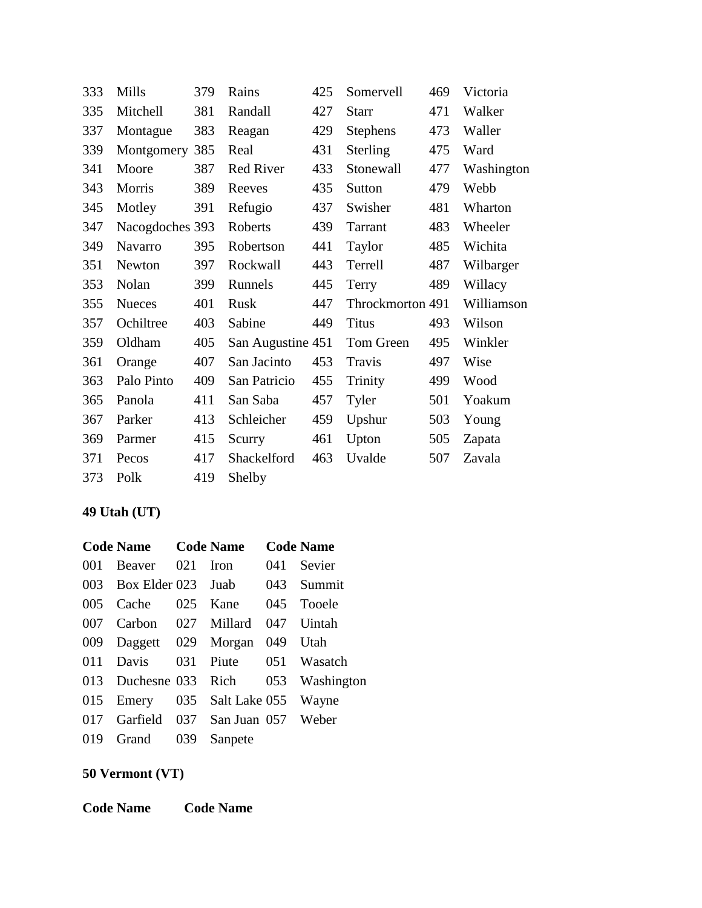| | | | | | | | |
|---|---|---|---|---|---|---|---|
| 333 | Mills | 379 | Rains | 425 | Somervell | 469 | Victoria |
| 335 | Mitchell | 381 | Randall | 427 | Starr | 471 | Walker |
| 337 | Montague | 383 | Reagan | 429 | Stephens | 473 | Waller |
| 339 | Montgomery | 385 | Real | 431 | Sterling | 475 | Ward |
| 341 | Moore | 387 | Red River | 433 | Stonewall | 477 | Washington |
| 343 | Morris | 389 | Reeves | 435 | Sutton | 479 | Webb |
| 345 | Motley | 391 | Refugio | 437 | Swisher | 481 | Wharton |
| 347 | Nacogdoches | 393 | Roberts | 439 | Tarrant | 483 | Wheeler |
| 349 | Navarro | 395 | Robertson | 441 | Taylor | 485 | Wichita |
| 351 | Newton | 397 | Rockwall | 443 | Terrell | 487 | Wilbarger |
| 353 | Nolan | 399 | Runnels | 445 | Terry | 489 | Willacy |
| 355 | Nueces | 401 | Rusk | 447 | Throckmorton | 491 | Williamson |
| 357 | Ochiltree | 403 | Sabine | 449 | Titus | 493 | Wilson |
| 359 | Oldham | 405 | San Augustine | 451 | Tom Green | 495 | Winkler |
| 361 | Orange | 407 | San Jacinto | 453 | Travis | 497 | Wise |
| 363 | Palo Pinto | 409 | San Patricio | 455 | Trinity | 499 | Wood |
| 365 | Panola | 411 | San Saba | 457 | Tyler | 501 | Yoakum |
| 367 | Parker | 413 | Schleicher | 459 | Upshur | 503 | Young |
| 369 | Parmer | 415 | Scurry | 461 | Upton | 505 | Zapata |
| 371 | Pecos | 417 | Shackelford | 463 | Uvalde | 507 | Zavala |
| 373 | Polk | 419 | Shelby | | | | |

**49 Utah (UT)**

| Code | Name | Code | Name | Code | Name |
|---|---|---|---|---|---|
| 001 | Beaver | 021 | Iron | 041 | Sevier |
| 003 | Box Elder | 023 | Juab | 043 | Summit |
| 005 | Cache | 025 | Kane | 045 | Tooele |
| 007 | Carbon | 027 | Millard | 047 | Uintah |
| 009 | Daggett | 029 | Morgan | 049 | Utah |
| 011 | Davis | 031 | Piute | 051 | Wasatch |
| 013 | Duchesne | 033 | Rich | 053 | Washington |
| 015 | Emery | 035 | Salt Lake | 055 | Wayne |
| 017 | Garfield | 037 | San Juan | 057 | Weber |
| 019 | Grand | 039 | Sanpete | | |

**50 Vermont (VT)**

| Code | Name | Code | Name |
|---|---|---|---|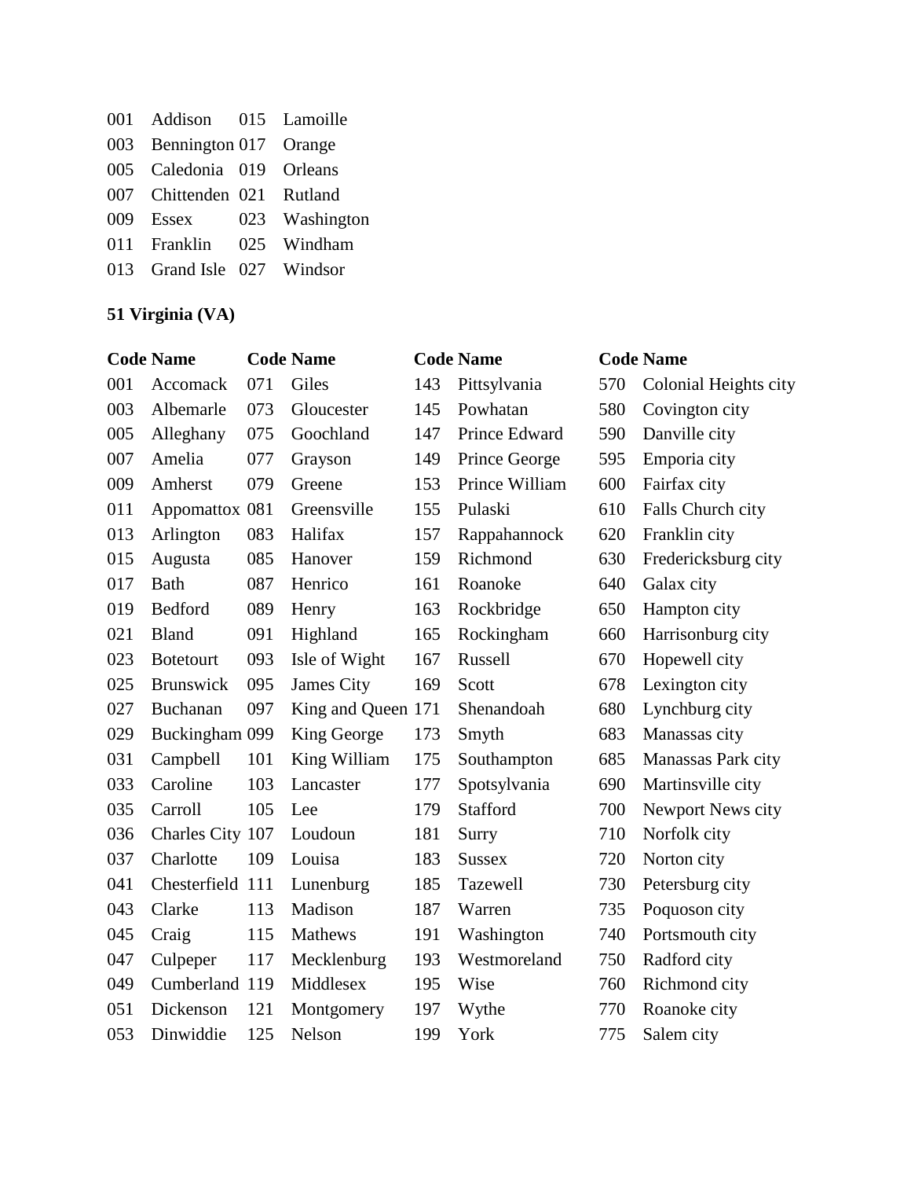| | | | |
|---|---|---|---|
| 001 | Addison | 015 | Lamoille |
| 003 | Bennington | 017 | Orange |
| 005 | Caledonia | 019 | Orleans |
| 007 | Chittenden | 021 | Rutland |
| 009 | Essex | 023 | Washington |
| 011 | Franklin | 025 | Windham |
| 013 | Grand Isle | 027 | Windsor |

**51 Virginia (VA)**

| Code | Name | Code | Name | Code | Name | Code | Name |
|---|---|---|---|---|---|---|---|
| 001 | Accomack | 071 | Giles | 143 | Pittsylvania | 570 | Colonial Heights city |
| 003 | Albemarle | 073 | Gloucester | 145 | Powhatan | 580 | Covington city |
| 005 | Alleghany | 075 | Goochland | 147 | Prince Edward | 590 | Danville city |
| 007 | Amelia | 077 | Grayson | 149 | Prince George | 595 | Emporia city |
| 009 | Amherst | 079 | Greene | 153 | Prince William | 600 | Fairfax city |
| 011 | Appomattox | 081 | Greensville | 155 | Pulaski | 610 | Falls Church city |
| 013 | Arlington | 083 | Halifax | 157 | Rappahannock | 620 | Franklin city |
| 015 | Augusta | 085 | Hanover | 159 | Richmond | 630 | Fredericksburg city |
| 017 | Bath | 087 | Henrico | 161 | Roanoke | 640 | Galax city |
| 019 | Bedford | 089 | Henry | 163 | Rockbridge | 650 | Hampton city |
| 021 | Bland | 091 | Highland | 165 | Rockingham | 660 | Harrisonburg city |
| 023 | Botetourt | 093 | Isle of Wight | 167 | Russell | 670 | Hopewell city |
| 025 | Brunswick | 095 | James City | 169 | Scott | 678 | Lexington city |
| 027 | Buchanan | 097 | King and Queen | 171 | Shenandoah | 680 | Lynchburg city |
| 029 | Buckingham | 099 | King George | 173 | Smyth | 683 | Manassas city |
| 031 | Campbell | 101 | King William | 175 | Southampton | 685 | Manassas Park city |
| 033 | Caroline | 103 | Lancaster | 177 | Spotsylvania | 690 | Martinsville city |
| 035 | Carroll | 105 | Lee | 179 | Stafford | 700 | Newport News city |
| 036 | Charles City | 107 | Loudoun | 181 | Surry | 710 | Norfolk city |
| 037 | Charlotte | 109 | Louisa | 183 | Sussex | 720 | Norton city |
| 041 | Chesterfield | 111 | Lunenburg | 185 | Tazewell | 730 | Petersburg city |
| 043 | Clarke | 113 | Madison | 187 | Warren | 735 | Poquoson city |
| 045 | Craig | 115 | Mathews | 191 | Washington | 740 | Portsmouth city |
| 047 | Culpeper | 117 | Mecklenburg | 193 | Westmoreland | 750 | Radford city |
| 049 | Cumberland | 119 | Middlesex | 195 | Wise | 760 | Richmond city |
| 051 | Dickenson | 121 | Montgomery | 197 | Wythe | 770 | Roanoke city |
| 053 | Dinwiddie | 125 | Nelson | 199 | York | 775 | Salem city |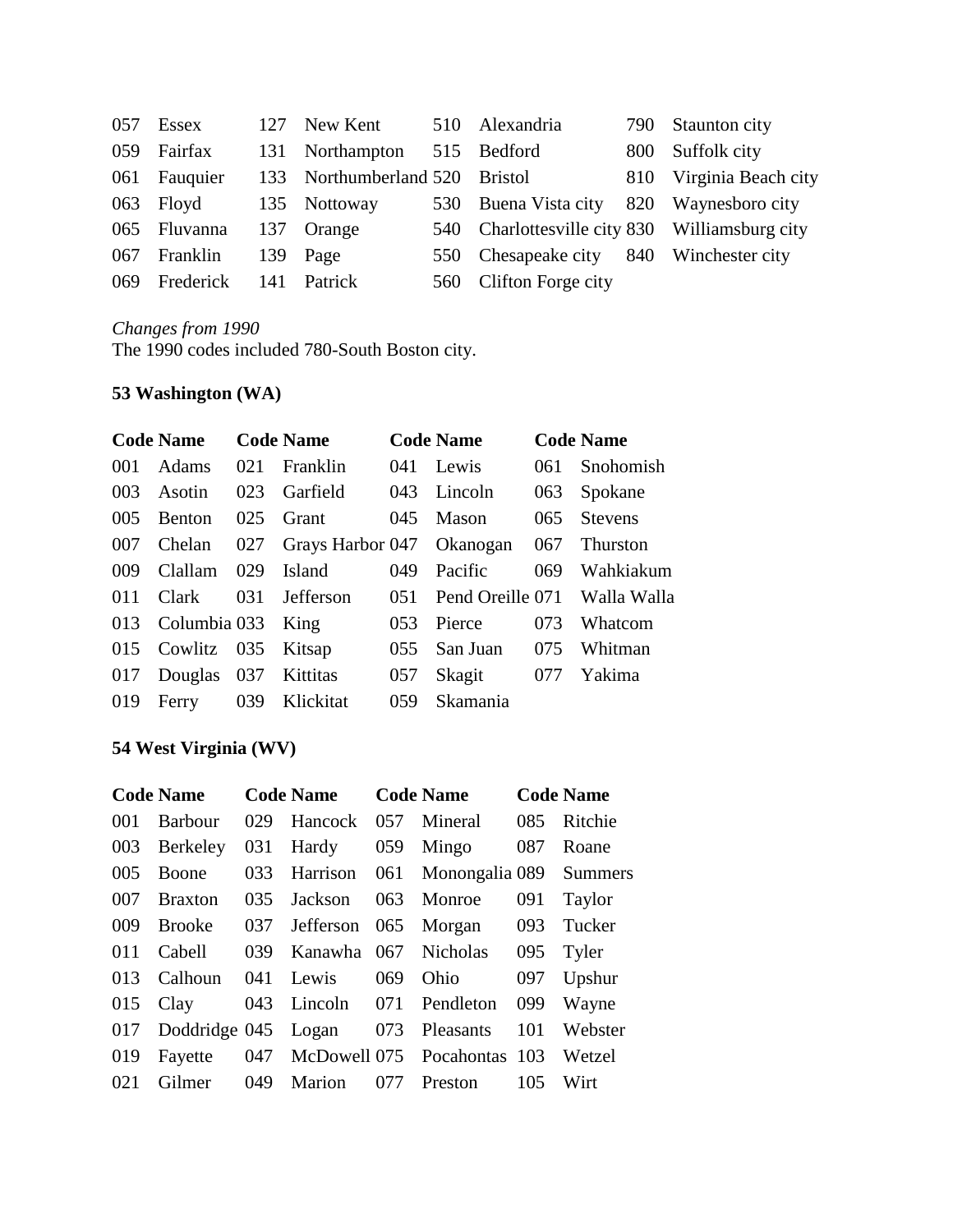| Code | Name | Code | Name | Code | Name | Code | Name |
|---|---|---|---|---|---|---|---|
| 057 | Essex | 127 | New Kent | 510 | Alexandria | 790 | Staunton city |
| 059 | Fairfax | 131 | Northampton | 515 | Bedford | 800 | Suffolk city |
| 061 | Fauquier | 133 | Northumberland | 520 | Bristol | 810 | Virginia Beach city |
| 063 | Floyd | 135 | Nottoway | 530 | Buena Vista city | 820 | Waynesboro city |
| 065 | Fluvanna | 137 | Orange | 540 | Charlottesville city | 830 | Williamsburg city |
| 067 | Franklin | 139 | Page | 550 | Chesapeake city | 840 | Winchester city |
| 069 | Frederick | 141 | Patrick | 560 | Clifton Forge city | | |

*Changes from 1990*

The 1990 codes included 780-South Boston city.

**53 Washington (WA)**

| Code | Name | Code | Name | Code | Name | Code | Name |
|---|---|---|---|---|---|---|---|
| 001 | Adams | 021 | Franklin | 041 | Lewis | 061 | Snohomish |
| 003 | Asotin | 023 | Garfield | 043 | Lincoln | 063 | Spokane |
| 005 | Benton | 025 | Grant | 045 | Mason | 065 | Stevens |
| 007 | Chelan | 027 | Grays Harbor | 047 | Okanogan | 067 | Thurston |
| 009 | Clallam | 029 | Island | 049 | Pacific | 069 | Wahkiakum |
| 011 | Clark | 031 | Jefferson | 051 | Pend Oreille | 071 | Walla Walla |
| 013 | Columbia | 033 | King | 053 | Pierce | 073 | Whatcom |
| 015 | Cowlitz | 035 | Kitsap | 055 | San Juan | 075 | Whitman |
| 017 | Douglas | 037 | Kittitas | 057 | Skagit | 077 | Yakima |
| 019 | Ferry | 039 | Klickitat | 059 | Skamania | | |

**54 West Virginia (WV)**

| Code | Name | Code | Name | Code | Name | Code | Name |
|---|---|---|---|---|---|---|---|
| 001 | Barbour | 029 | Hancock | 057 | Mineral | 085 | Ritchie |
| 003 | Berkeley | 031 | Hardy | 059 | Mingo | 087 | Roane |
| 005 | Boone | 033 | Harrison | 061 | Monongalia | 089 | Summers |
| 007 | Braxton | 035 | Jackson | 063 | Monroe | 091 | Taylor |
| 009 | Brooke | 037 | Jefferson | 065 | Morgan | 093 | Tucker |
| 011 | Cabell | 039 | Kanawha | 067 | Nicholas | 095 | Tyler |
| 013 | Calhoun | 041 | Lewis | 069 | Ohio | 097 | Upshur |
| 015 | Clay | 043 | Lincoln | 071 | Pendleton | 099 | Wayne |
| 017 | Doddridge | 045 | Logan | 073 | Pleasants | 101 | Webster |
| 019 | Fayette | 047 | McDowell | 075 | Pocahontas | 103 | Wetzel |
| 021 | Gilmer | 049 | Marion | 077 | Preston | 105 | Wirt |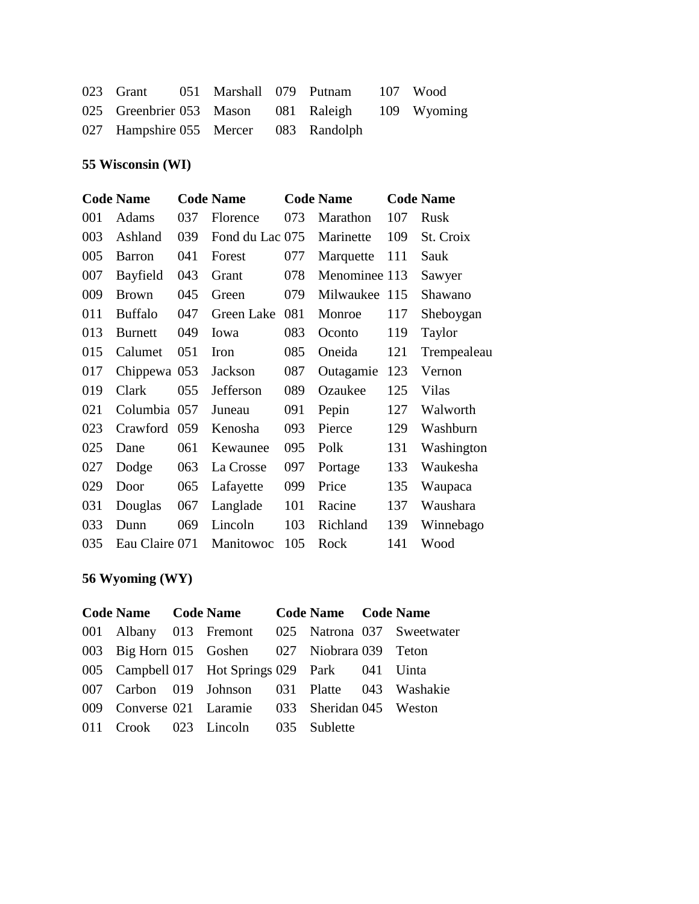| | | | | | | | |
|---|---|---|---|---|---|---|---|
| 023 | Grant | 051 | Marshall | 079 | Putnam | 107 | Wood |
| 025 | Greenbrier | 053 | Mason | 081 | Raleigh | 109 | Wyoming |
| 027 | Hampshire | 055 | Mercer | 083 | Randolph | | |

**55 Wisconsin (WI)**

| Code | Name | Code | Name | Code | Name | Code | Name |
|---|---|---|---|---|---|---|---|
| 001 | Adams | 037 | Florence | 073 | Marathon | 107 | Rusk |
| 003 | Ashland | 039 | Fond du Lac | 075 | Marinette | 109 | St. Croix |
| 005 | Barron | 041 | Forest | 077 | Marquette | 111 | Sauk |
| 007 | Bayfield | 043 | Grant | 078 | Menominee | 113 | Sawyer |
| 009 | Brown | 045 | Green | 079 | Milwaukee | 115 | Shawano |
| 011 | Buffalo | 047 | Green Lake | 081 | Monroe | 117 | Sheboygan |
| 013 | Burnett | 049 | Iowa | 083 | Oconto | 119 | Taylor |
| 015 | Calumet | 051 | Iron | 085 | Oneida | 121 | Trempealeau |
| 017 | Chippewa | 053 | Jackson | 087 | Outagamie | 123 | Vernon |
| 019 | Clark | 055 | Jefferson | 089 | Ozaukee | 125 | Vilas |
| 021 | Columbia | 057 | Juneau | 091 | Pepin | 127 | Walworth |
| 023 | Crawford | 059 | Kenosha | 093 | Pierce | 129 | Washburn |
| 025 | Dane | 061 | Kewaunee | 095 | Polk | 131 | Washington |
| 027 | Dodge | 063 | La Crosse | 097 | Portage | 133 | Waukesha |
| 029 | Door | 065 | Lafayette | 099 | Price | 135 | Waupaca |
| 031 | Douglas | 067 | Langlade | 101 | Racine | 137 | Waushara |
| 033 | Dunn | 069 | Lincoln | 103 | Richland | 139 | Winnebago |
| 035 | Eau Claire | 071 | Manitowoc | 105 | Rock | 141 | Wood |

**56 Wyoming (WY)**

| Code | Name | Code | Name | Code | Name | Code | Name |
|---|---|---|---|---|---|---|---|
| 001 | Albany | 013 | Fremont | 025 | Natrona | 037 | Sweetwater |
| 003 | Big Horn | 015 | Goshen | 027 | Niobrara | 039 | Teton |
| 005 | Campbell | 017 | Hot Springs | 029 | Park | 041 | Uinta |
| 007 | Carbon | 019 | Johnson | 031 | Platte | 043 | Washakie |
| 009 | Converse | 021 | Laramie | 033 | Sheridan | 045 | Weston |
| 011 | Crook | 023 | Lincoln | 035 | Sublette | | |